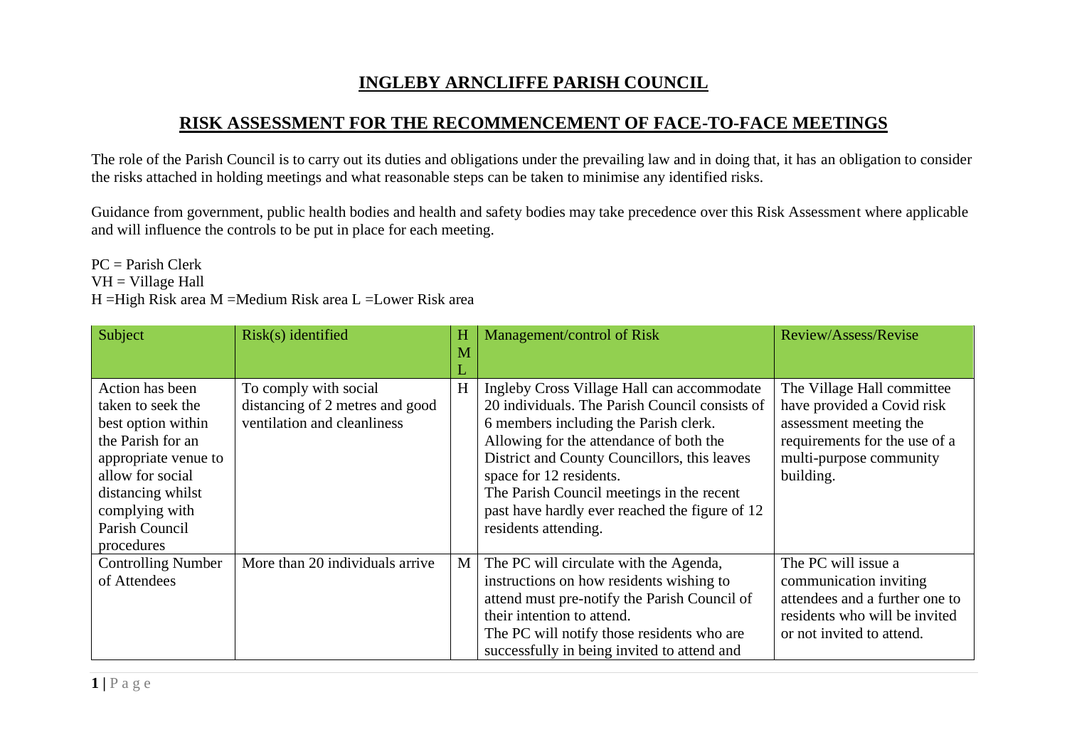# INGLEBY ARNCLIFFE PARISH COUNCIL

## RISK ASSESSMENT FOR THE RECOMMENCEMENT OF FACE-TO-FACE MEETINGS

The role of the Parish Council is to carry out its duties and obligations under the prevailing law and in doing that, it has an obligation to consider the risks attached in holding meetings and what reasonable steps can be taken to minimise any identified risks.

Guidance from government, public health bodies and health and safety bodies may take precedence over this Risk Assessment where applicable and will influence the controls to be put in place for each meeting.

PC = Parish Clerk
VH = Village Hall
H =High Risk area M =Medium Risk area L =Lower Risk area

| Subject | Risk(s) identified | H M L | Management/control of Risk | Review/Assess/Revise |
|---|---|---|---|---|
| Action has been taken to seek the best option within the Parish for an appropriate venue to allow for social distancing whilst complying with Parish Council procedures | To comply with social distancing of 2 metres and good ventilation and cleanliness | H | Ingleby Cross Village Hall can accommodate 20 individuals. The Parish Council consists of 6 members including the Parish clerk. Allowing for the attendance of both the District and County Councillors, this leaves space for 12 residents.<br>The Parish Council meetings in the recent past have hardly ever reached the figure of 12 residents attending. | The Village Hall committee have provided a Covid risk assessment meeting the requirements for the use of a multi-purpose community building. |
| Controlling Number of Attendees | More than 20 individuals arrive | M | The PC will circulate with the Agenda, instructions on how residents wishing to attend must pre-notify the Parish Council of their intention to attend.<br>The PC will notify those residents who are successfully in being invited to attend and | The PC will issue a communication inviting attendees and a further one to residents who will be invited or not invited to attend. |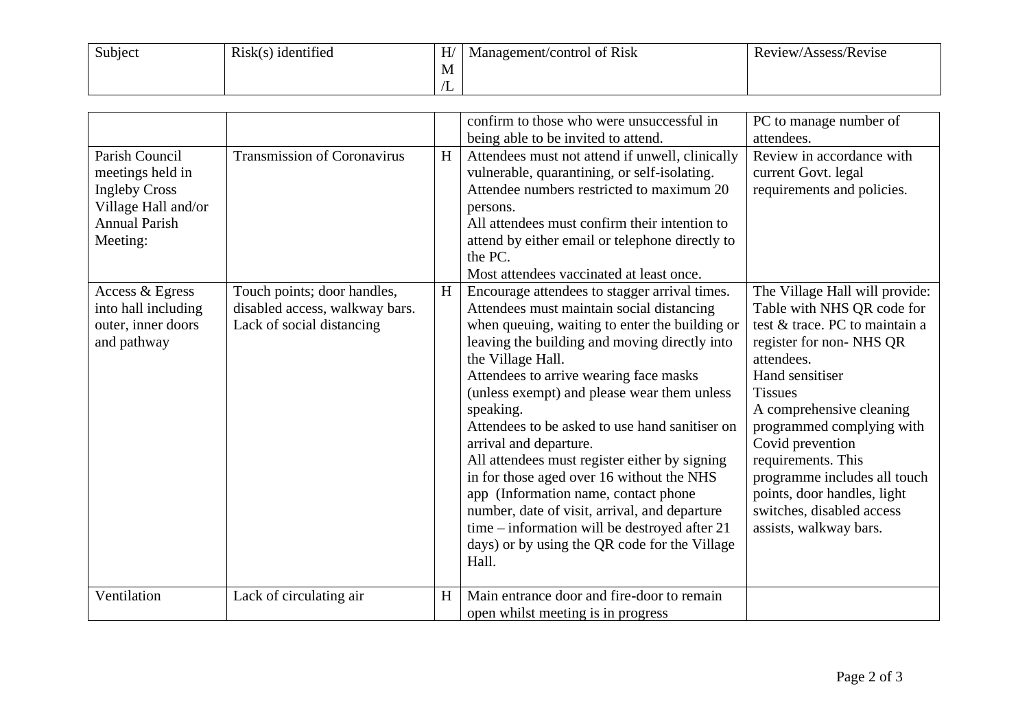| Subject | Risk(s) identified | H/M/L | Management/control of Risk | Review/Assess/Revise |
|---|---|---|---|---|
| | | | confirm to those who were unsuccessful in being able to be invited to attend. | PC to manage number of attendees. |
| Parish Council meetings held in Ingleby Cross Village Hall and/or Annual Parish Meeting: | Transmission of Coronavirus | H | Attendees must not attend if unwell, clinically vulnerable, quarantining, or self-isolating.<br>Attendee numbers restricted to maximum 20 persons.<br>All attendees must confirm their intention to attend by either email or telephone directly to the PC.<br>Most attendees vaccinated at least once. | Review in accordance with current Govt. legal requirements and policies. |
| Access & Egress into hall including outer, inner doors and pathway | Touch points; door handles, disabled access, walkway bars. Lack of social distancing | H | Encourage attendees to stagger arrival times.<br>Attendees must maintain social distancing when queuing, waiting to enter the building or leaving the building and moving directly into the Village Hall.<br>Attendees to arrive wearing face masks (unless exempt) and please wear them unless speaking.<br>Attendees to be asked to use hand sanitiser on arrival and departure.<br>All attendees must register either by signing in for those aged over 16 without the NHS app (Information name, contact phone number, date of visit, arrival, and departure time – information will be destroyed after 21 days) or by using the QR code for the Village Hall. | The Village Hall will provide:<br>Table with NHS QR code for test & trace. PC to maintain a register for non- NHS QR attendees.<br>Hand sensitiser<br>Tissues<br>A comprehensive cleaning programmed complying with Covid prevention requirements. This programme includes all touch points, door handles, light switches, disabled access assists, walkway bars. |
| Ventilation | Lack of circulating air | H | Main entrance door and fire-door to remain open whilst meeting is in progress | |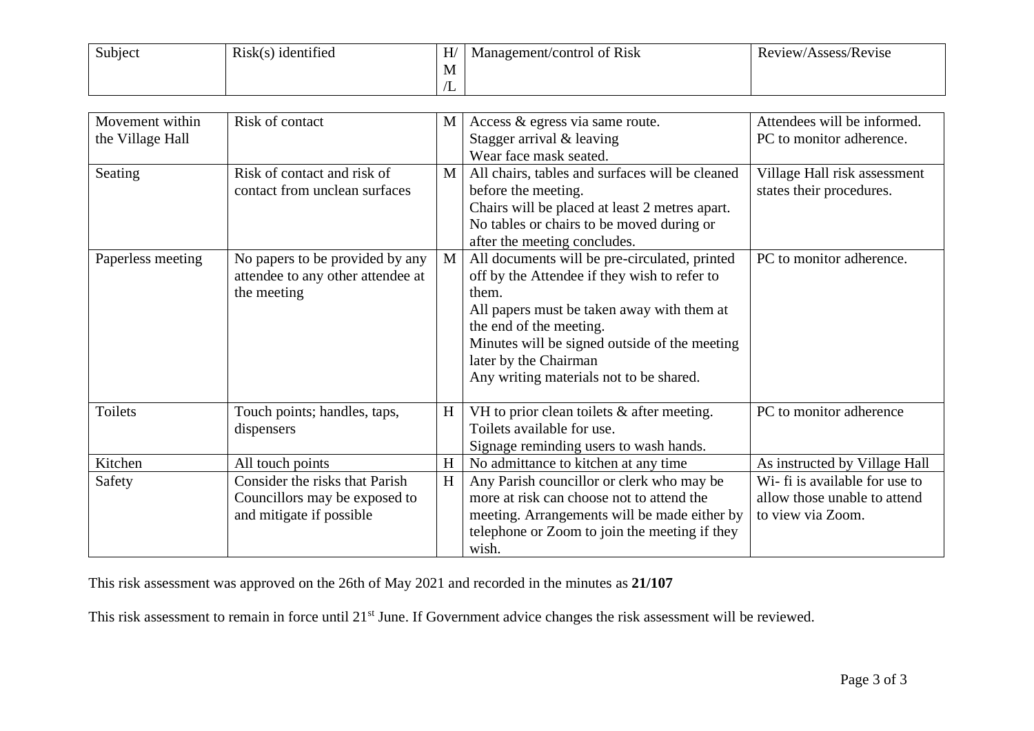| Subject | Risk(s) identified | H/M/L | Management/control of Risk | Review/Assess/Revise |
|---|---|---|---|---|
| Movement within the Village Hall | Risk of contact | M | Access & egress via same route.<br>Stagger arrival & leaving<br>Wear face mask seated. | Attendees will be informed.<br>PC to monitor adherence. |
| Seating | Risk of contact and risk of contact from unclean surfaces | M | All chairs, tables and surfaces will be cleaned before the meeting.<br>Chairs will be placed at least 2 metres apart.<br>No tables or chairs to be moved during or after the meeting concludes. | Village Hall risk assessment states their procedures. |
| Paperless meeting | No papers to be provided by any attendee to any other attendee at the meeting | M | All documents will be pre-circulated, printed off by the Attendee if they wish to refer to them.<br>All papers must be taken away with them at the end of the meeting.<br>Minutes will be signed outside of the meeting later by the Chairman<br>Any writing materials not to be shared. | PC to monitor adherence. |
| Toilets | Touch points; handles, taps, dispensers | H | VH to prior clean toilets & after meeting.<br>Toilets available for use.<br>Signage reminding users to wash hands. | PC to monitor adherence |
| Kitchen | All touch points | H | No admittance to kitchen at any time | As instructed by Village Hall |
| Safety | Consider the risks that Parish Councillors may be exposed to and mitigate if possible | H | Any Parish councillor or clerk who may be more at risk can choose not to attend the meeting. Arrangements will be made either by telephone or Zoom to join the meeting if they wish. | Wi- fi is available for use to allow those unable to attend to view via Zoom. |

This risk assessment was approved on the 26th of May 2021 and recorded in the minutes as **21/107**

This risk assessment to remain in force until 21st June. If Government advice changes the risk assessment will be reviewed.